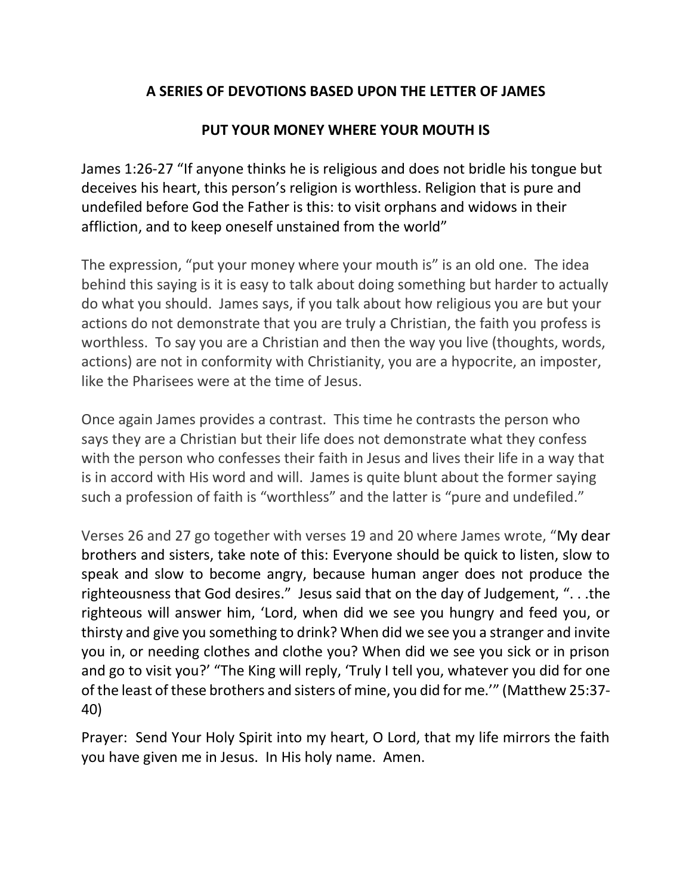## A SERIES OF DEVOTIONS BASED UPON THE LETTER OF JAMES

## PUT YOUR MONEY WHERE YOUR MOUTH IS

James 1:26-27 "If anyone thinks he is religious and does not bridle his tongue but deceives his heart, this person's religion is worthless. Religion that is pure and undefiled before God the Father is this: to visit orphans and widows in their affliction, and to keep oneself unstained from the world"

The expression, "put your money where your mouth is" is an old one. The idea behind this saying is it is easy to talk about doing something but harder to actually do what you should. James says, if you talk about how religious you are but your actions do not demonstrate that you are truly a Christian, the faith you profess is worthless. To say you are a Christian and then the way you live (thoughts, words, actions) are not in conformity with Christianity, you are a hypocrite, an imposter, like the Pharisees were at the time of Jesus.

Once again James provides a contrast. This time he contrasts the person who says they are a Christian but their life does not demonstrate what they confess with the person who confesses their faith in Jesus and lives their life in a way that is in accord with His word and will. James is quite blunt about the former saying such a profession of faith is "worthless" and the latter is "pure and undefiled."

Verses 26 and 27 go together with verses 19 and 20 where James wrote, "My dear brothers and sisters, take note of this: Everyone should be quick to listen, slow to speak and slow to become angry, because human anger does not produce the righteousness that God desires." Jesus said that on the day of Judgement, ". . .the righteous will answer him, 'Lord, when did we see you hungry and feed you, or thirsty and give you something to drink? When did we see you a stranger and invite you in, or needing clothes and clothe you? When did we see you sick or in prison and go to visit you?' "The King will reply, 'Truly I tell you, whatever you did for one of the least of these brothers and sisters of mine, you did for me.'" (Matthew 25:37-40)

Prayer: Send Your Holy Spirit into my heart, O Lord, that my life mirrors the faith you have given me in Jesus. In His holy name. Amen.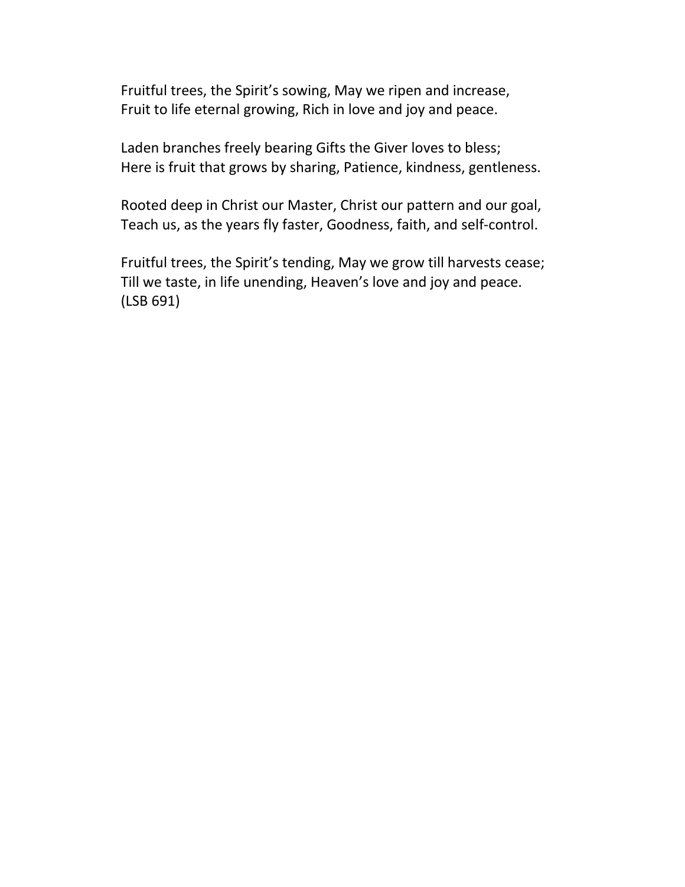Fruitful trees, the Spirit's sowing, May we ripen and increase,
Fruit to life eternal growing, Rich in love and joy and peace.

Laden branches freely bearing Gifts the Giver loves to bless;
Here is fruit that grows by sharing, Patience, kindness, gentleness.

Rooted deep in Christ our Master, Christ our pattern and our goal,
Teach us, as the years fly faster, Goodness, faith, and self-control.

Fruitful trees, the Spirit's tending, May we grow till harvests cease;
Till we taste, in life unending, Heaven's love and joy and peace.
(LSB 691)